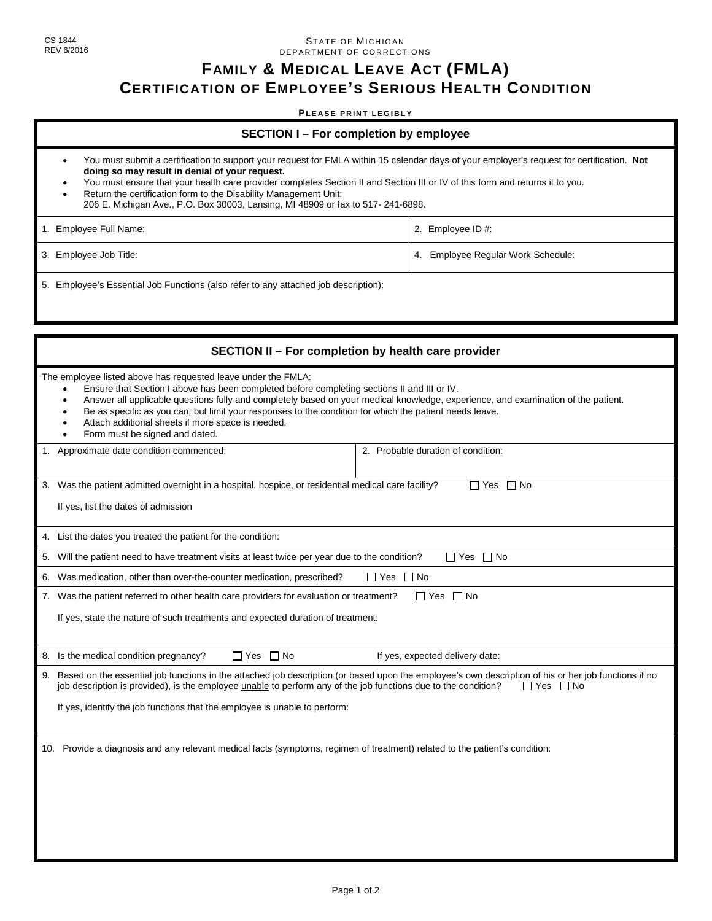CS-1844
REV 6/2016

STATE OF MICHIGAN
DEPARTMENT OF CORRECTIONS

# FAMILY & MEDICAL LEAVE ACT (FMLA)
# CERTIFICATION OF EMPLOYEE'S SERIOUS HEALTH CONDITION

**PLEASE PRINT LEGIBLY**

## SECTION I – For completion by employee

- You must submit a certification to support your request for FMLA within 15 calendar days of your employer's request for certification. **Not doing so may result in denial of your request.**
- You must ensure that your health care provider completes Section II and Section III or IV of this form and returns it to you.
- Return the certification form to the Disability Management Unit:
  206 E. Michigan Ave., P.O. Box 30003, Lansing, MI 48909 or fax to 517- 241-6898.

| | |
|---|---|
| 1. Employee Full Name: | 2. Employee ID #: |
| 3. Employee Job Title: | 4. Employee Regular Work Schedule: |

5. Employee's Essential Job Functions (also refer to any attached job description):

## SECTION II – For completion by health care provider

The employee listed above has requested leave under the FMLA:

- Ensure that Section I above has been completed before completing sections II and III or IV.
- Answer all applicable questions fully and completely based on your medical knowledge, experience, and examination of the patient.
- Be as specific as you can, but limit your responses to the condition for which the patient needs leave.
- Attach additional sheets if more space is needed.
- Form must be signed and dated.

| | |
|---|---|
| 1. Approximate date condition commenced: | 2. Probable duration of condition: |

3. Was the patient admitted overnight in a hospital, hospice, or residential medical care facility? ☐ Yes ☐ No

If yes, list the dates of admission

4. List the dates you treated the patient for the condition:

5. Will the patient need to have treatment visits at least twice per year due to the condition? ☐ Yes ☐ No

6. Was medication, other than over-the-counter medication, prescribed? ☐ Yes ☐ No

7. Was the patient referred to other health care providers for evaluation or treatment? ☐ Yes ☐ No

If yes, state the nature of such treatments and expected duration of treatment:

8. Is the medical condition pregnancy? ☐ Yes ☐ No If yes, expected delivery date:

9. Based on the essential job functions in the attached job description (or based upon the employee's own description of his or her job functions if no job description is provided), is the employee <u>unable</u> to perform any of the job functions due to the condition? ☐ Yes ☐ No

If yes, identify the job functions that the employee is <u>unable</u> to perform:

10. Provide a diagnosis and any relevant medical facts (symptoms, regimen of treatment) related to the patient's condition: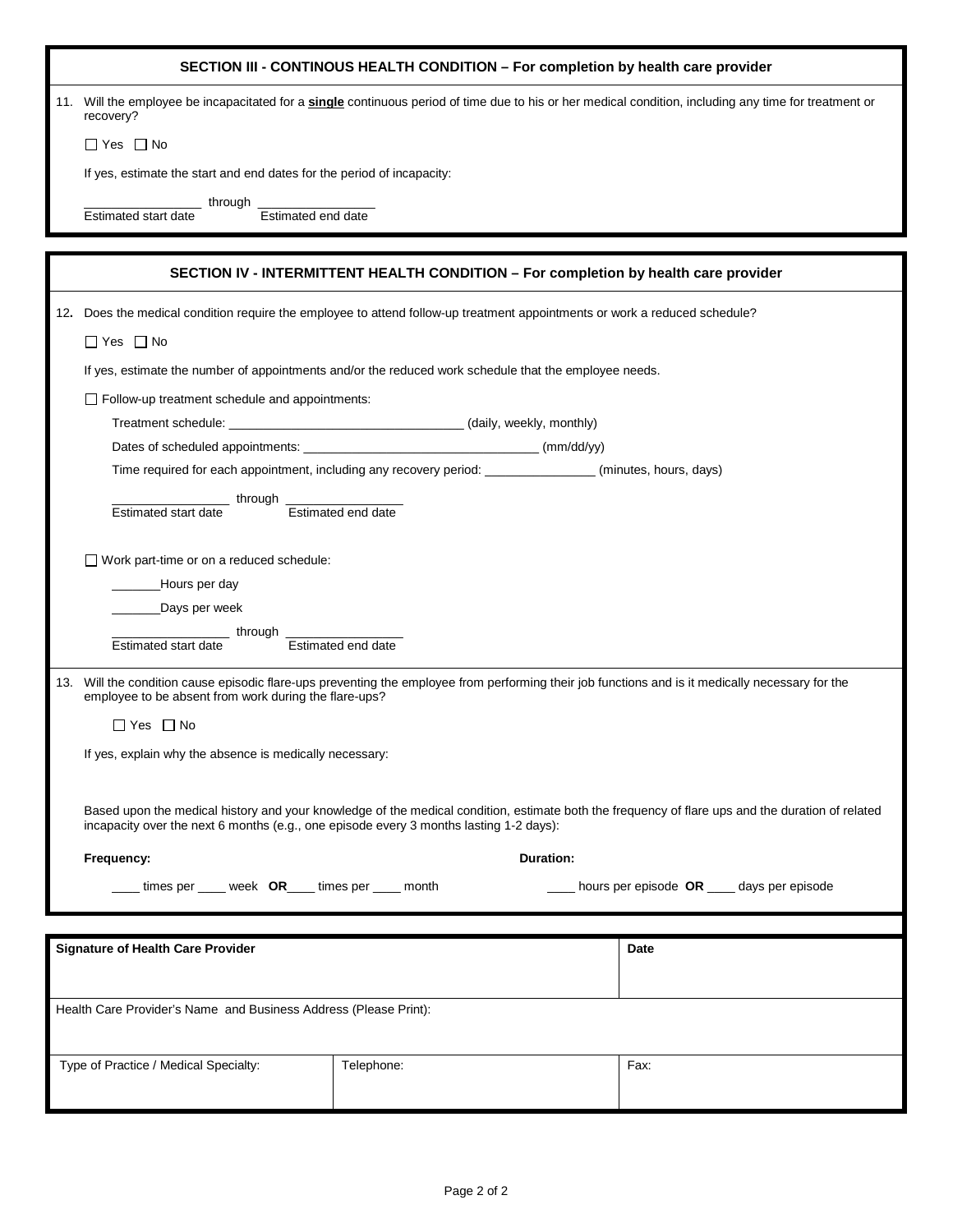## SECTION III - CONTINOUS HEALTH CONDITION – For completion by health care provider

11. Will the employee be incapacitated for a **single** continuous period of time due to his or her medical condition, including any time for treatment or recovery?

☐ Yes ☐ No

If yes, estimate the start and end dates for the period of incapacity:

_________________ through _________________
Estimated start date Estimated end date

## SECTION IV - INTERMITTENT HEALTH CONDITION – For completion by health care provider

12. Does the medical condition require the employee to attend follow-up treatment appointments or work a reduced schedule?

☐ Yes ☐ No

If yes, estimate the number of appointments and/or the reduced work schedule that the employee needs.

☐ Follow-up treatment schedule and appointments:

Treatment schedule: _________________________________ (daily, weekly, monthly)

Dates of scheduled appointments: _________________________________ (mm/dd/yy)

Time required for each appointment, including any recovery period: _______________ (minutes, hours, days)

_________________ through _________________
Estimated start date Estimated end date

☐ Work part-time or on a reduced schedule:

_______Hours per day

_______Days per week

_________________ through _________________
Estimated start date Estimated end date

13. Will the condition cause episodic flare-ups preventing the employee from performing their job functions and is it medically necessary for the employee to be absent from work during the flare-ups?

☐ Yes ☐ No

If yes, explain why the absence is medically necessary:

Based upon the medical history and your knowledge of the medical condition, estimate both the frequency of flare ups and the duration of related incapacity over the next 6 months (e.g., one episode every 3 months lasting 1-2 days):

**Frequency:**

____ times per ____ week **OR**____ times per ____ month

**Duration:**

____ hours per episode **OR** ____ days per episode

| | | |
|---|---|---|
| **Signature of Health Care Provider** | | **Date** |
| Health Care Provider's Name and Business Address (Please Print): | | |
| Type of Practice / Medical Specialty: | Telephone: | Fax: |